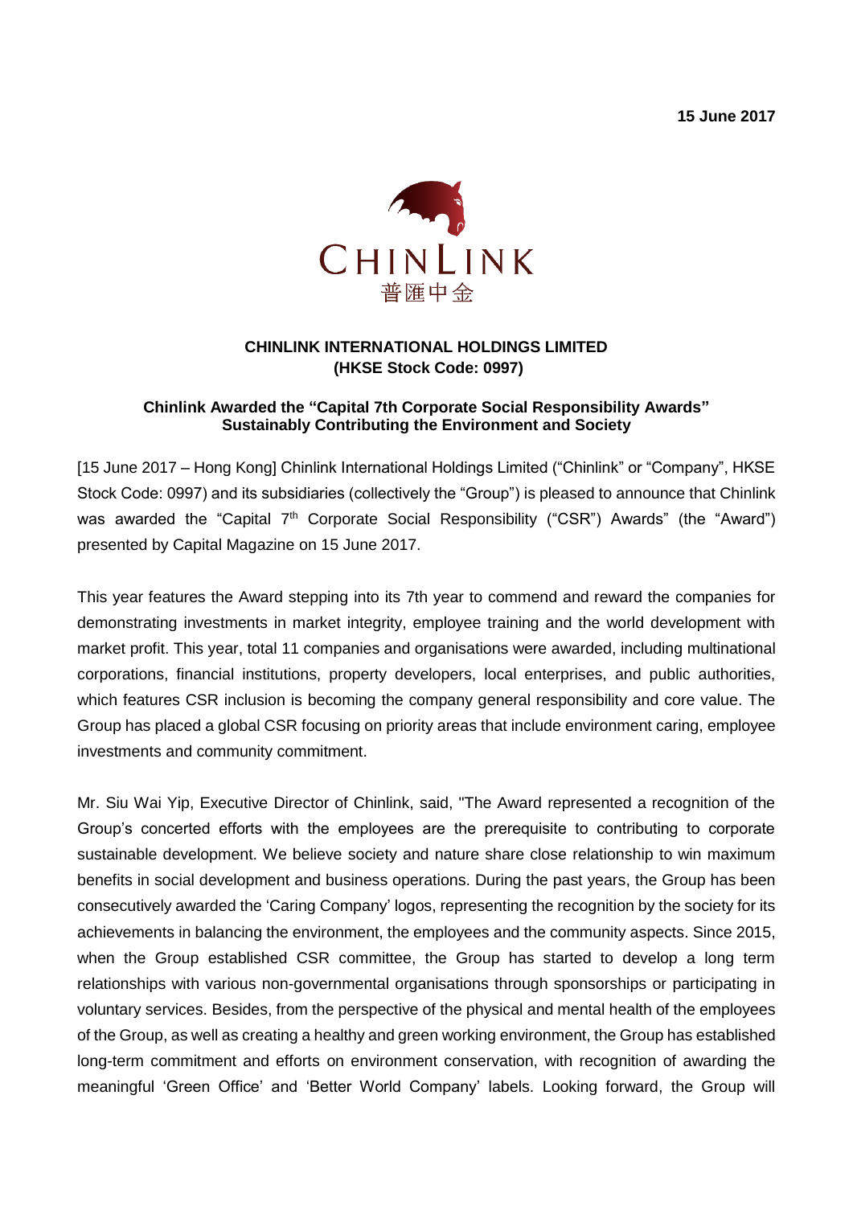15 June 2017

CHINLINK
普匯中金

**CHINLINK INTERNATIONAL HOLDINGS LIMITED**
**(HKSE Stock Code: 0997)**

**Chinlink Awarded the "Capital 7th Corporate Social Responsibility Awards"**
**Sustainably Contributing the Environment and Society**

[15 June 2017 – Hong Kong] Chinlink International Holdings Limited ("Chinlink" or "Company", HKSE Stock Code: 0997) and its subsidiaries (collectively the "Group") is pleased to announce that Chinlink was awarded the "Capital 7th Corporate Social Responsibility ("CSR") Awards" (the "Award") presented by Capital Magazine on 15 June 2017.

This year features the Award stepping into its 7th year to commend and reward the companies for demonstrating investments in market integrity, employee training and the world development with market profit. This year, total 11 companies and organisations were awarded, including multinational corporations, financial institutions, property developers, local enterprises, and public authorities, which features CSR inclusion is becoming the company general responsibility and core value. The Group has placed a global CSR focusing on priority areas that include environment caring, employee investments and community commitment.

Mr. Siu Wai Yip, Executive Director of Chinlink, said, "The Award represented a recognition of the Group's concerted efforts with the employees are the prerequisite to contributing to corporate sustainable development. We believe society and nature share close relationship to win maximum benefits in social development and business operations. During the past years, the Group has been consecutively awarded the 'Caring Company' logos, representing the recognition by the society for its achievements in balancing the environment, the employees and the community aspects. Since 2015, when the Group established CSR committee, the Group has started to develop a long term relationships with various non-governmental organisations through sponsorships or participating in voluntary services. Besides, from the perspective of the physical and mental health of the employees of the Group, as well as creating a healthy and green working environment, the Group has established long-term commitment and efforts on environment conservation, with recognition of awarding the meaningful 'Green Office' and 'Better World Company' labels. Looking forward, the Group will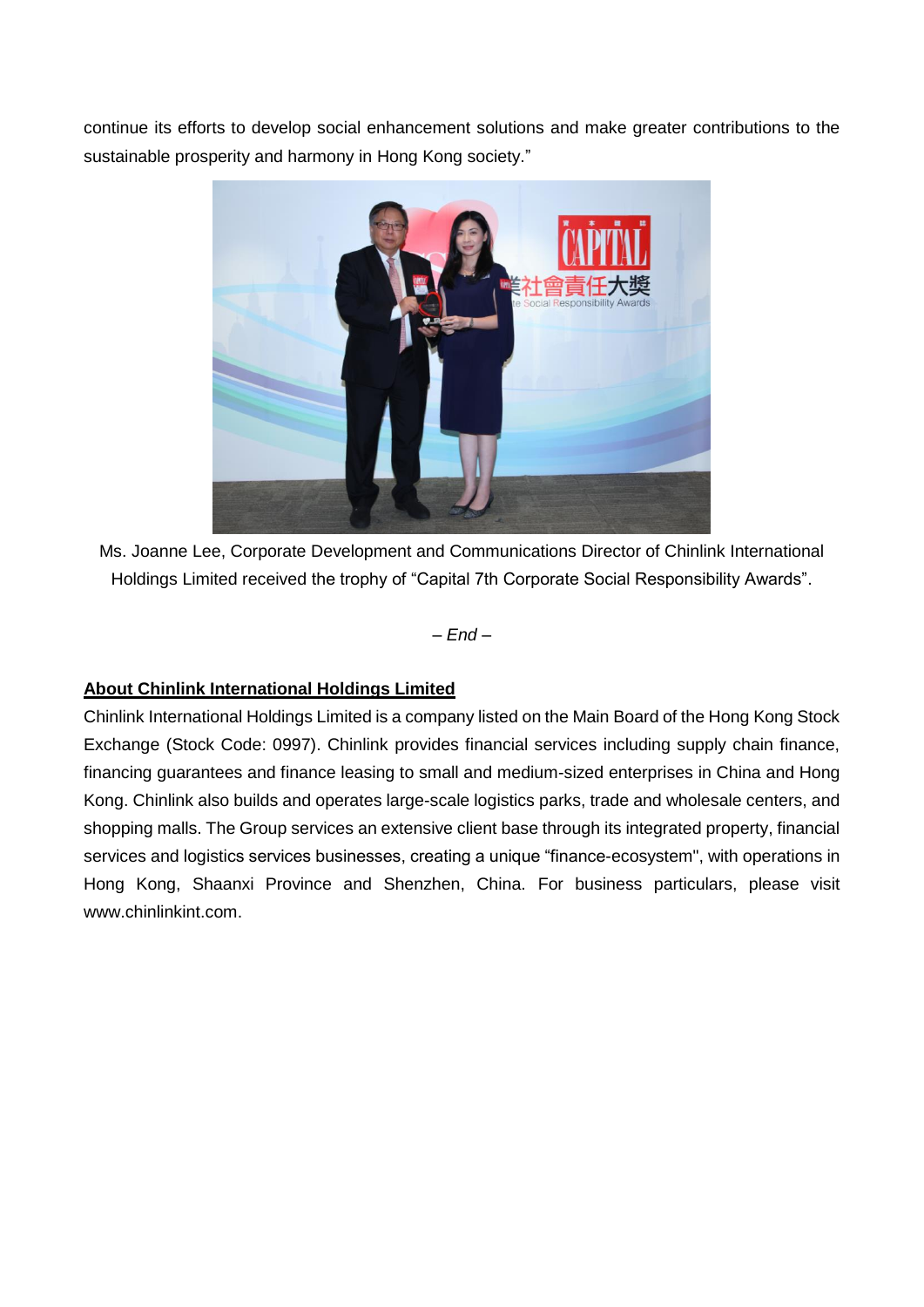continue its efforts to develop social enhancement solutions and make greater contributions to the sustainable prosperity and harmony in Hong Kong society."

Ms. Joanne Lee, Corporate Development and Communications Director of Chinlink International Holdings Limited received the trophy of "Capital 7th Corporate Social Responsibility Awards".

*– End –*

**About Chinlink International Holdings Limited**

Chinlink International Holdings Limited is a company listed on the Main Board of the Hong Kong Stock Exchange (Stock Code: 0997). Chinlink provides financial services including supply chain finance, financing guarantees and finance leasing to small and medium-sized enterprises in China and Hong Kong. Chinlink also builds and operates large-scale logistics parks, trade and wholesale centers, and shopping malls. The Group services an extensive client base through its integrated property, financial services and logistics services businesses, creating a unique "finance-ecosystem", with operations in Hong Kong, Shaanxi Province and Shenzhen, China. For business particulars, please visit www.chinlinkint.com.